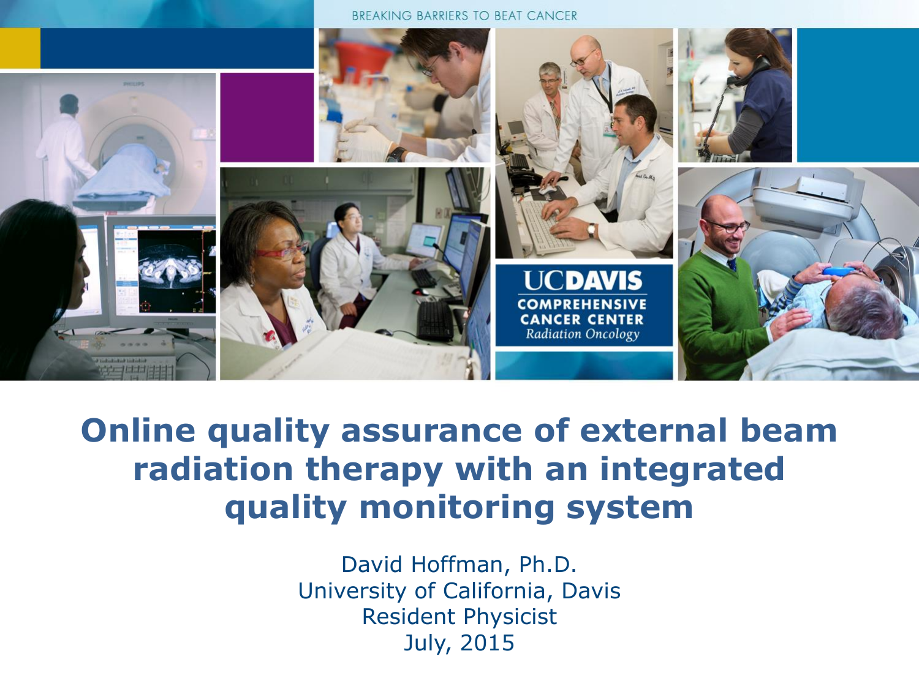BREAKING BARRIERS TO BEAT CANCER

UCDAVIS
COMPREHENSIVE CANCER CENTER
*Radiation Oncology*

# Online quality assurance of external beam radiation therapy with an integrated quality monitoring system

David Hoffman, Ph.D.
University of California, Davis
Resident Physicist
July, 2015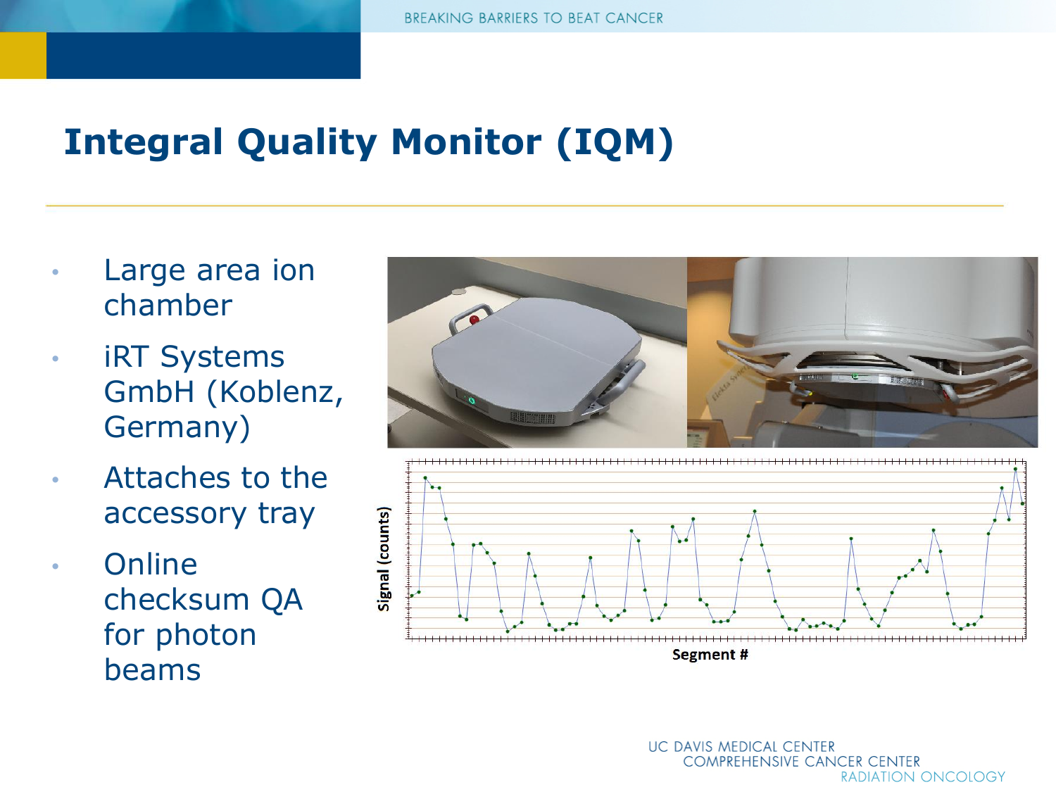# Integral Quality Monitor (IQM)

- Large area ion chamber
- iRT Systems GmbH (Koblenz, Germany)
- Attaches to the accessory tray
- Online checksum QA for photon beams

Signal (counts)

Segment #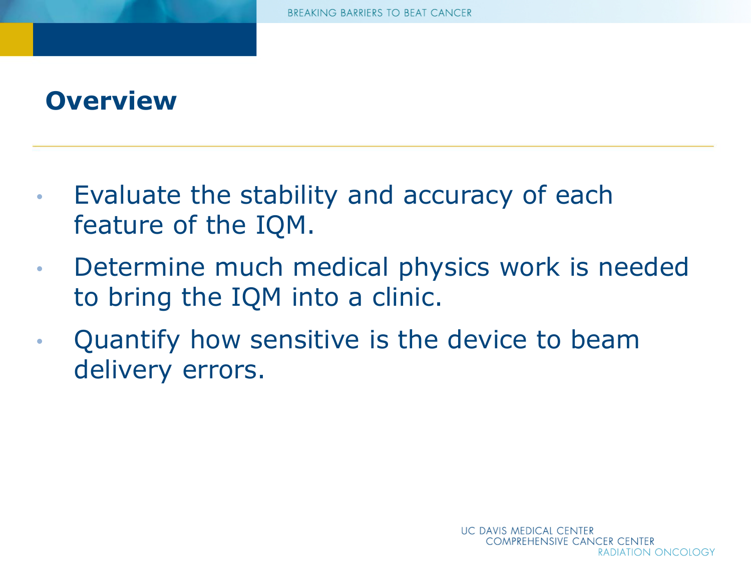# Overview

- Evaluate the stability and accuracy of each feature of the IQM.
- Determine much medical physics work is needed to bring the IQM into a clinic.
- Quantify how sensitive is the device to beam delivery errors.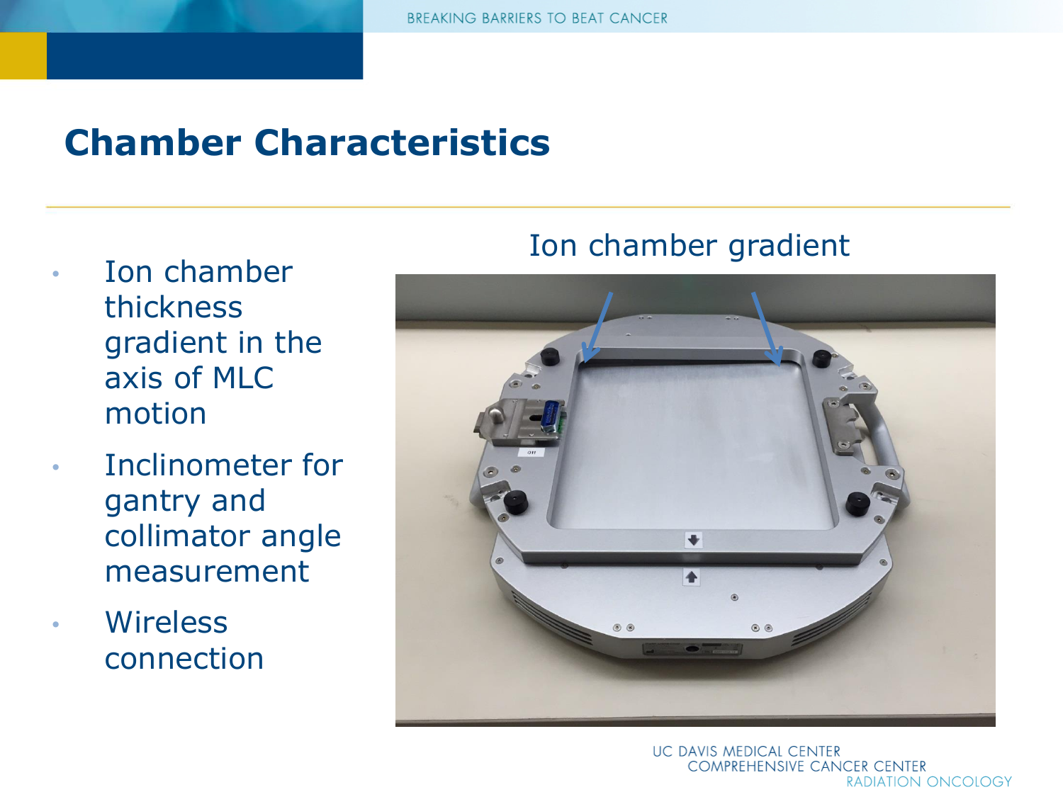# Chamber Characteristics

- Ion chamber thickness gradient in the axis of MLC motion
- Inclinometer for gantry and collimator angle measurement
- Wireless connection

Ion chamber gradient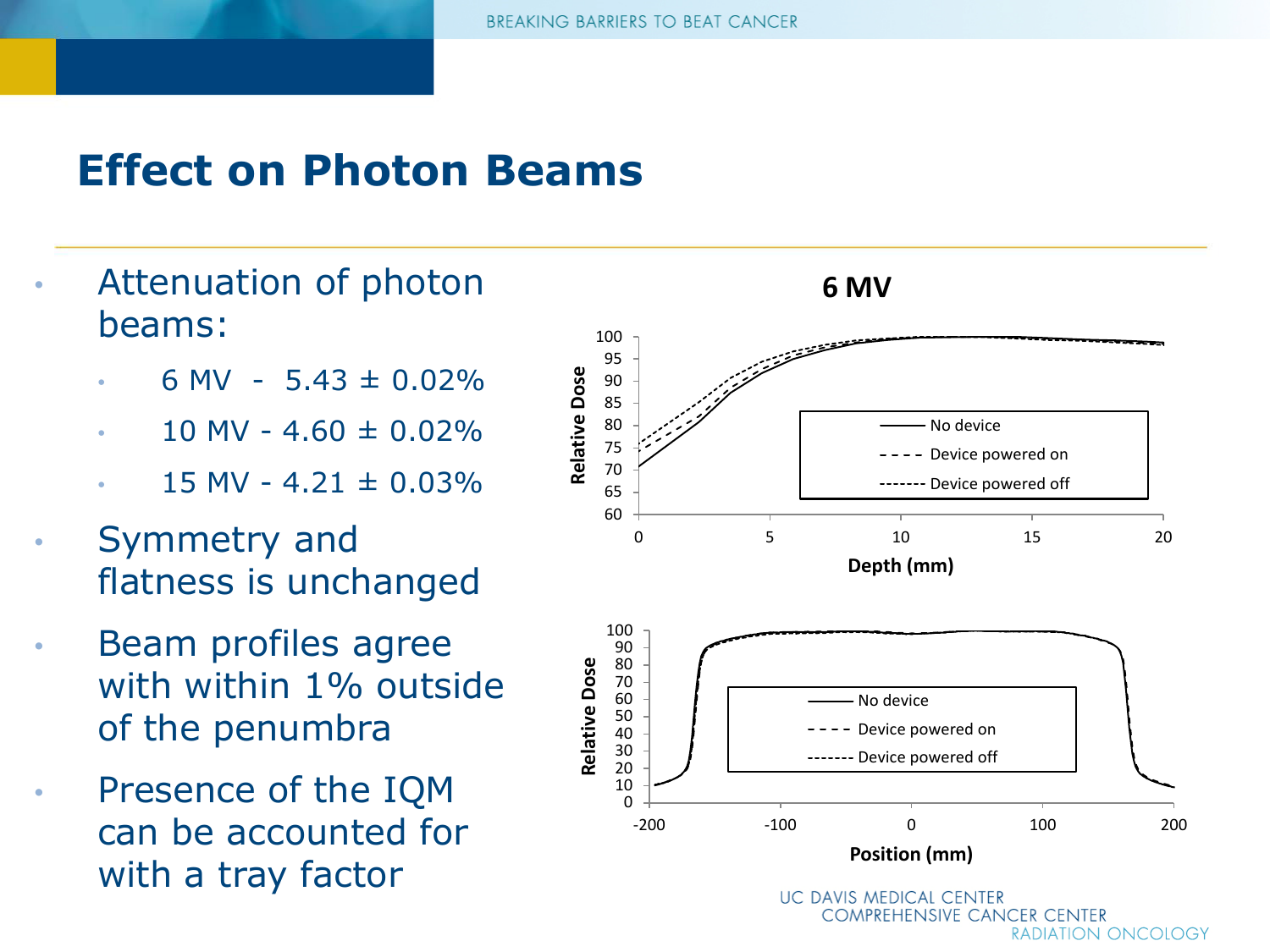# Effect on Photon Beams

- Attenuation of photon beams:
  - 6 MV - 5.43 ± 0.02%
  - 10 MV - 4.60 ± 0.02%
  - 15 MV - 4.21 ± 0.03%
- Symmetry and flatness is unchanged
- Beam profiles agree with within 1% outside of the penumbra
- Presence of the IQM can be accounted for with a tray factor

**6 MV**

Relative Dose vs. Depth (mm) — Legend: No device; Device powered on; Device powered off

Relative Dose vs. Position (mm) — Legend: No device; Device powered on; Device powered off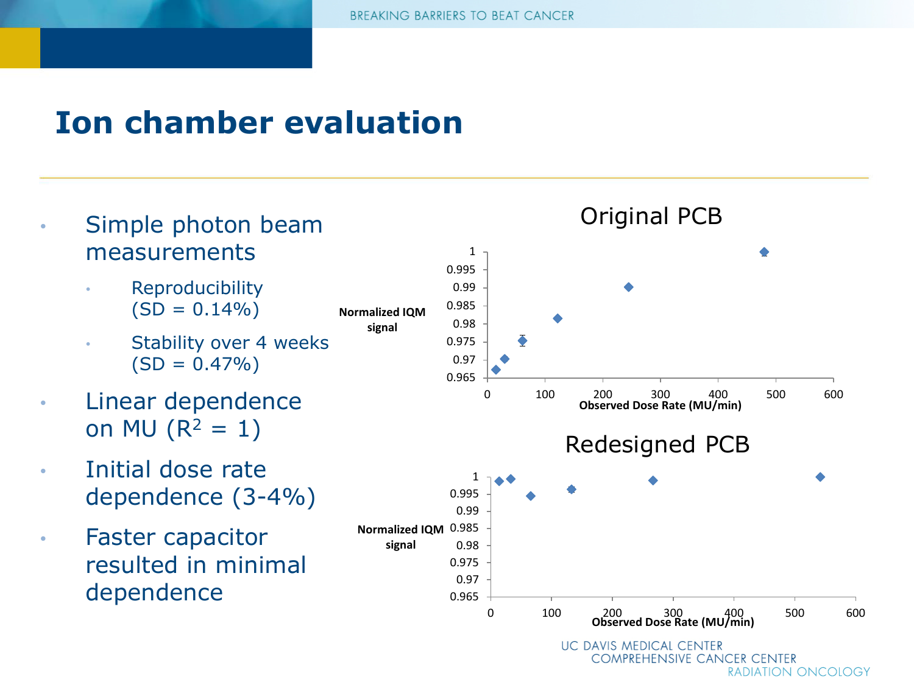# Ion chamber evaluation

- Simple photon beam measurements
  - Reproducibility (SD = 0.14%)
  - Stability over 4 weeks (SD = 0.47%)
- Linear dependence on MU ($R^2$ = 1)
- Initial dose rate dependence (3-4%)
- Faster capacitor resulted in minimal dependence

**Original PCB**

Normalized IQM signal vs. Observed Dose Rate (MU/min)

**Redesigned PCB**

Normalized IQM signal vs. Observed Dose Rate (MU/min)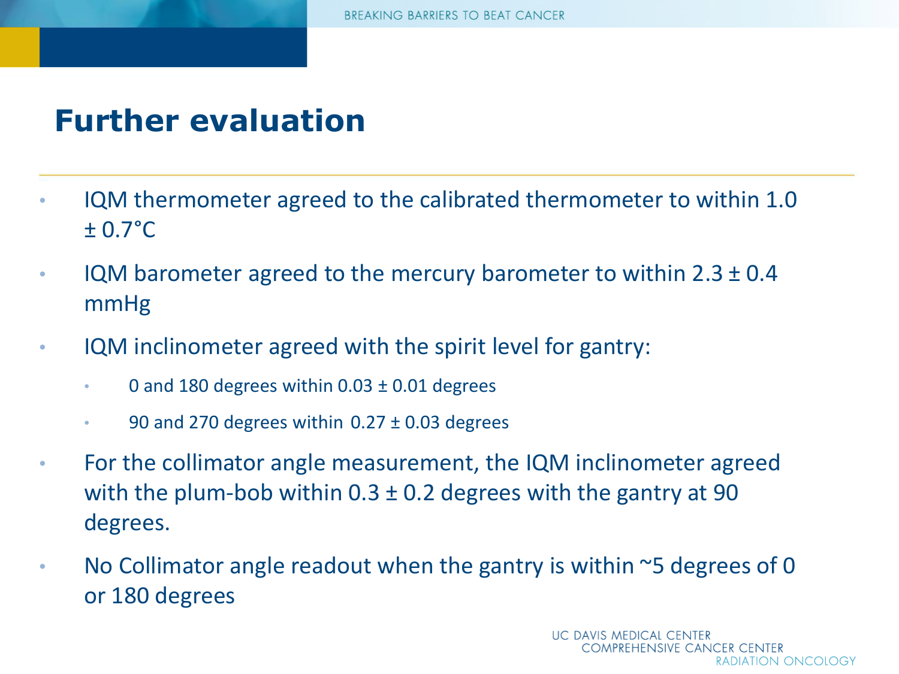# Further evaluation

- IQM thermometer agreed to the calibrated thermometer to within 1.0 ± 0.7°C
- IQM barometer agreed to the mercury barometer to within 2.3 ± 0.4 mmHg
- IQM inclinometer agreed with the spirit level for gantry:
  - 0 and 180 degrees within 0.03 ± 0.01 degrees
  - 90 and 270 degrees within 0.27 ± 0.03 degrees
- For the collimator angle measurement, the IQM inclinometer agreed with the plum-bob within 0.3 ± 0.2 degrees with the gantry at 90 degrees.
- No Collimator angle readout when the gantry is within ~5 degrees of 0 or 180 degrees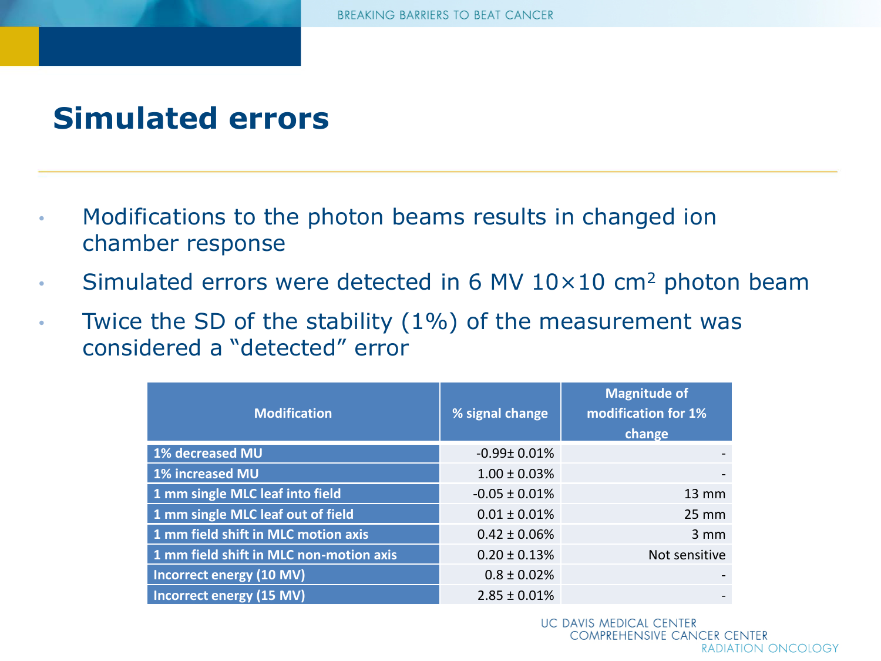# Simulated errors

- Modifications to the photon beams results in changed ion chamber response
- Simulated errors were detected in 6 MV 10×10 $cm^2$ photon beam
- Twice the SD of the stability (1%) of the measurement was considered a “detected” error

| Modification | % signal change | Magnitude of modification for 1% change |
|---|---|---|
| 1% decreased MU | -0.99± 0.01% | - |
| 1% increased MU | 1.00 ± 0.03% | - |
| 1 mm single MLC leaf into field | -0.05 ± 0.01% | 13 mm |
| 1 mm single MLC leaf out of field | 0.01 ± 0.01% | 25 mm |
| 1 mm field shift in MLC motion axis | 0.42 ± 0.06% | 3 mm |
| 1 mm field shift in MLC non-motion axis | 0.20 ± 0.13% | Not sensitive |
| Incorrect energy (10 MV) | 0.8 ± 0.02% | - |
| Incorrect energy (15 MV) | 2.85 ± 0.01% | - |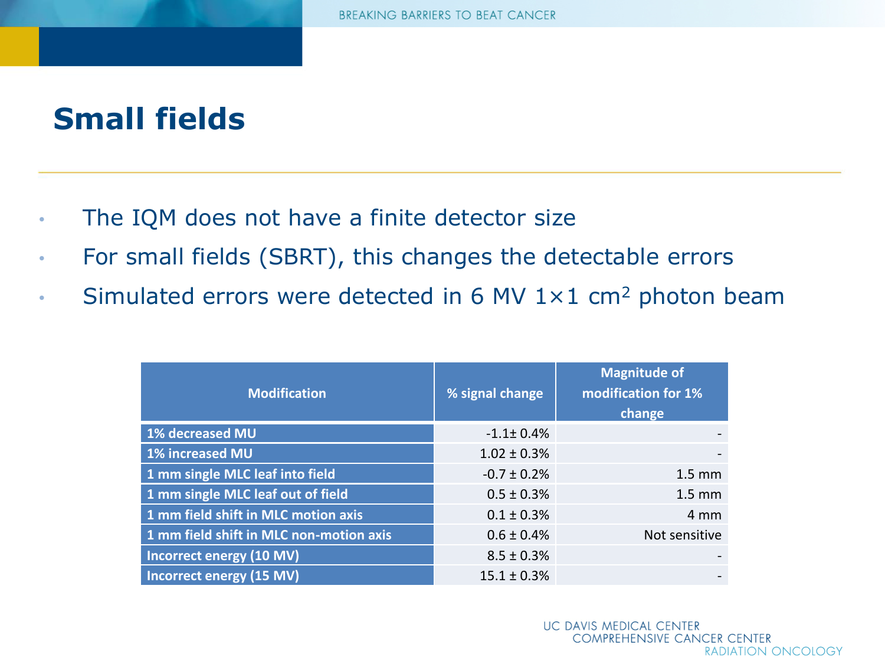# Small fields

- The IQM does not have a finite detector size
- For small fields (SBRT), this changes the detectable errors
- Simulated errors were detected in 6 MV 1×1 $cm^2$ photon beam

| Modification | % signal change | Magnitude of modification for 1% change |
|---|---|---|
| 1% decreased MU | -1.1± 0.4% | - |
| 1% increased MU | 1.02 ± 0.3% | - |
| 1 mm single MLC leaf into field | -0.7 ± 0.2% | 1.5 mm |
| 1 mm single MLC leaf out of field | 0.5 ± 0.3% | 1.5 mm |
| 1 mm field shift in MLC motion axis | 0.1 ± 0.3% | 4 mm |
| 1 mm field shift in MLC non-motion axis | 0.6 ± 0.4% | Not sensitive |
| Incorrect energy (10 MV) | 8.5 ± 0.3% | - |
| Incorrect energy (15 MV) | 15.1 ± 0.3% | - |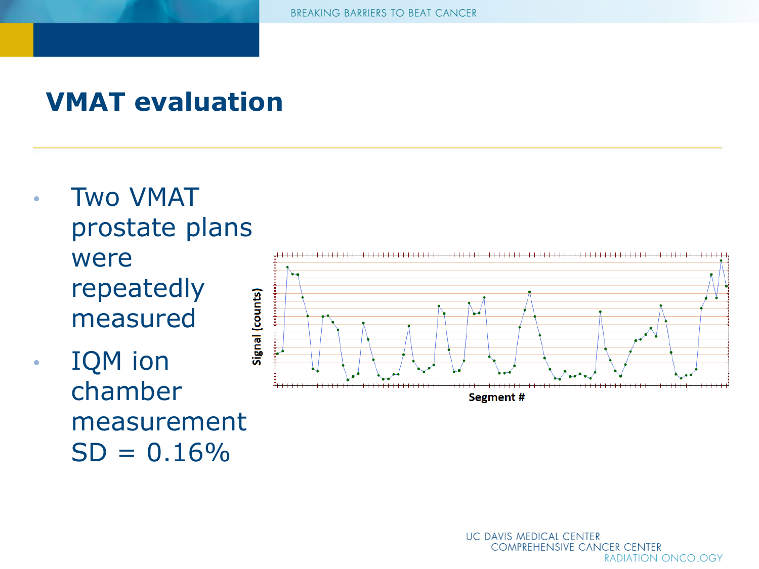# VMAT evaluation

- Two VMAT prostate plans were repeatedly measured
- IQM ion chamber measurement SD = 0.16%

Signal (counts)

Segment #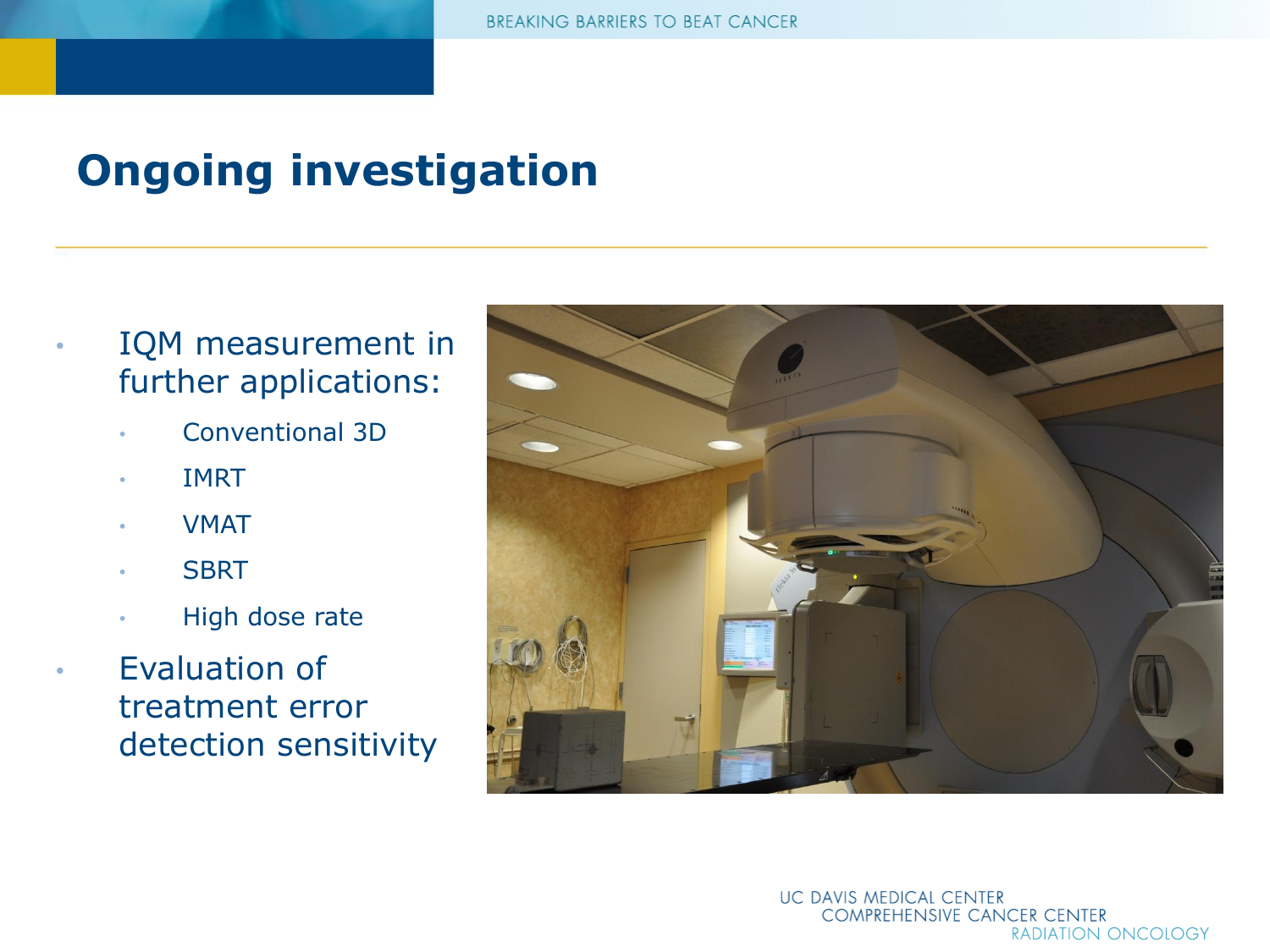# Ongoing investigation

- IQM measurement in further applications:
  - Conventional 3D
  - IMRT
  - VMAT
  - SBRT
  - High dose rate
- Evaluation of treatment error detection sensitivity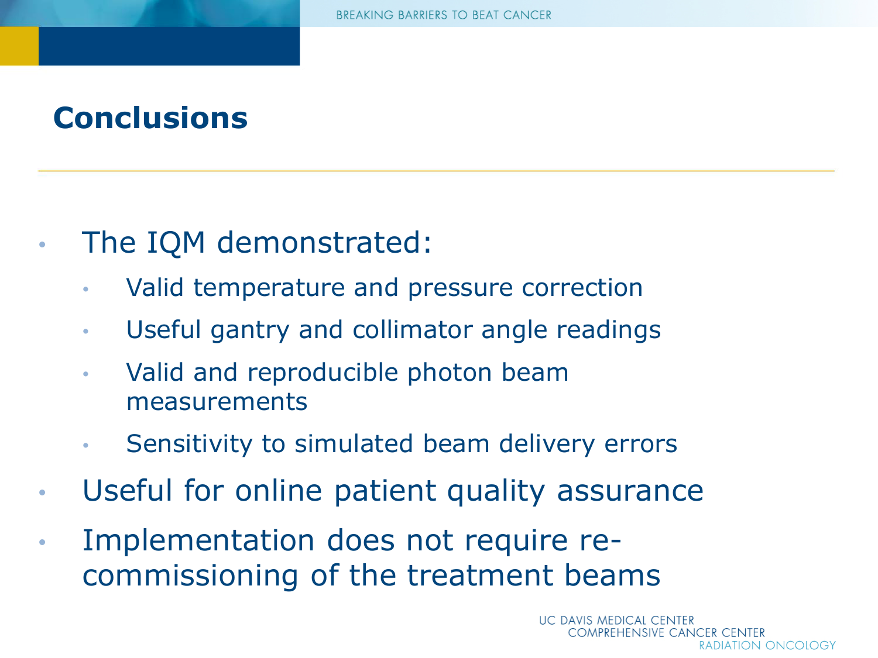# Conclusions

- The IQM demonstrated:
  - Valid temperature and pressure correction
  - Useful gantry and collimator angle readings
  - Valid and reproducible photon beam measurements
  - Sensitivity to simulated beam delivery errors
- Useful for online patient quality assurance
- Implementation does not require re-commissioning of the treatment beams